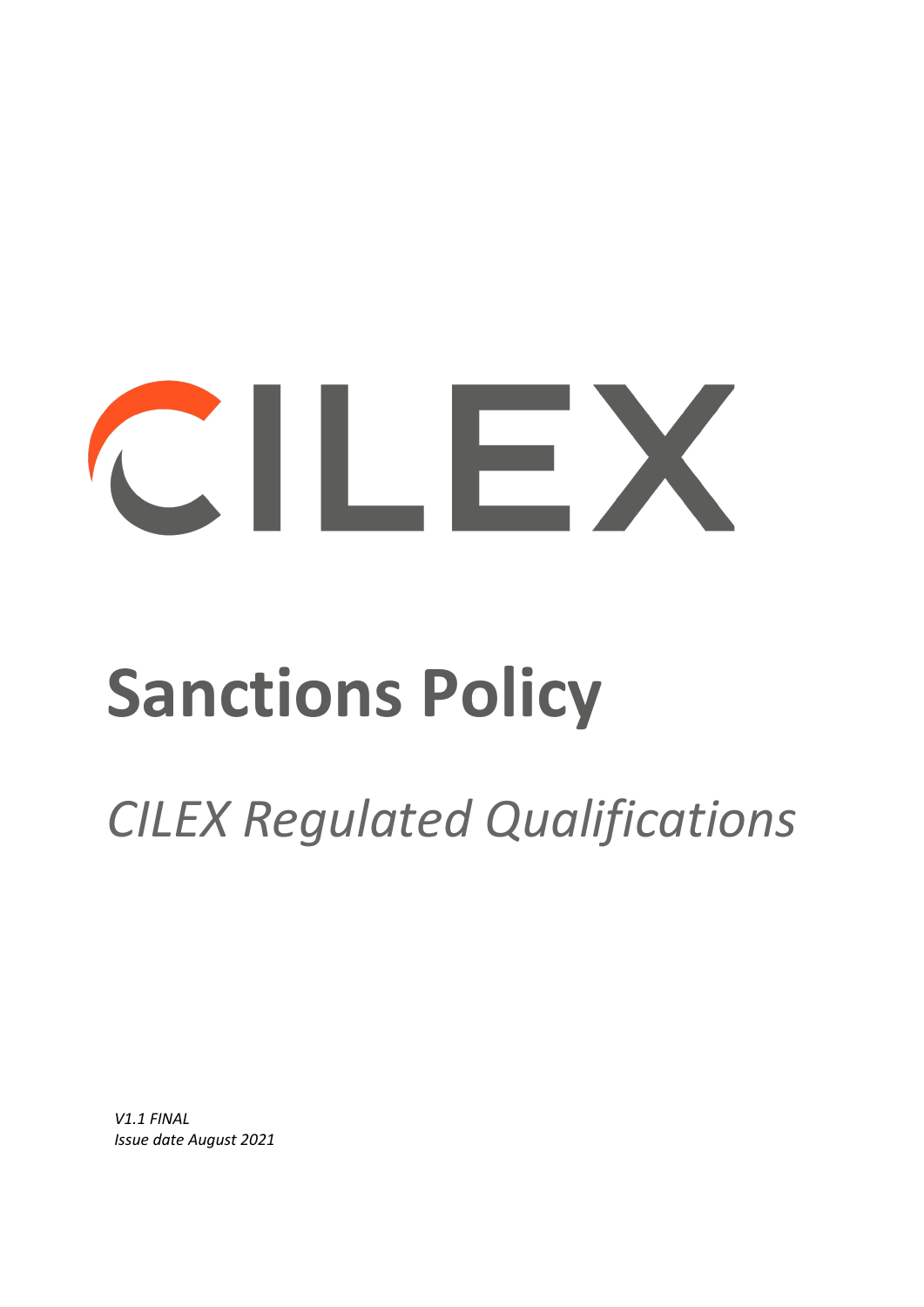CILEX

# Sanctions Policy

## *CILEX Regulated Qualifications*

*V1.1 FINAL*
*Issue date August 2021*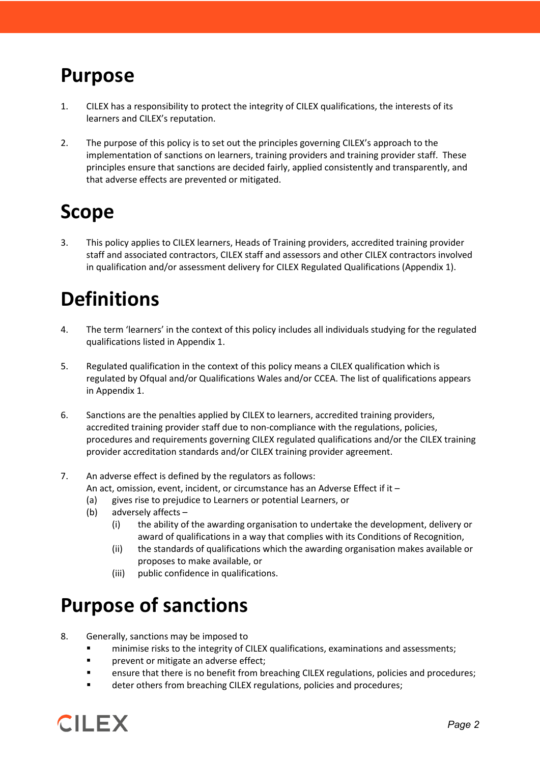# Purpose

1. CILEX has a responsibility to protect the integrity of CILEX qualifications, the interests of its learners and CILEX's reputation.

2. The purpose of this policy is to set out the principles governing CILEX's approach to the implementation of sanctions on learners, training providers and training provider staff. These principles ensure that sanctions are decided fairly, applied consistently and transparently, and that adverse effects are prevented or mitigated.

# Scope

3. This policy applies to CILEX learners, Heads of Training providers, accredited training provider staff and associated contractors, CILEX staff and assessors and other CILEX contractors involved in qualification and/or assessment delivery for CILEX Regulated Qualifications (Appendix 1).

# Definitions

4. The term 'learners' in the context of this policy includes all individuals studying for the regulated qualifications listed in Appendix 1.

5. Regulated qualification in the context of this policy means a CILEX qualification which is regulated by Ofqual and/or Qualifications Wales and/or CCEA. The list of qualifications appears in Appendix 1.

6. Sanctions are the penalties applied by CILEX to learners, accredited training providers, accredited training provider staff due to non-compliance with the regulations, policies, procedures and requirements governing CILEX regulated qualifications and/or the CILEX training provider accreditation standards and/or CILEX training provider agreement.

7. An adverse effect is defined by the regulators as follows:
   An act, omission, event, incident, or circumstance has an Adverse Effect if it –
   (a) gives rise to prejudice to Learners or potential Learners, or
   (b) adversely affects –
      (i) the ability of the awarding organisation to undertake the development, delivery or award of qualifications in a way that complies with its Conditions of Recognition,
      (ii) the standards of qualifications which the awarding organisation makes available or proposes to make available, or
      (iii) public confidence in qualifications.

# Purpose of sanctions

8. Generally, sanctions may be imposed to
   - minimise risks to the integrity of CILEX qualifications, examinations and assessments;
   - prevent or mitigate an adverse effect;
   - ensure that there is no benefit from breaching CILEX regulations, policies and procedures;
   - deter others from breaching CILEX regulations, policies and procedures;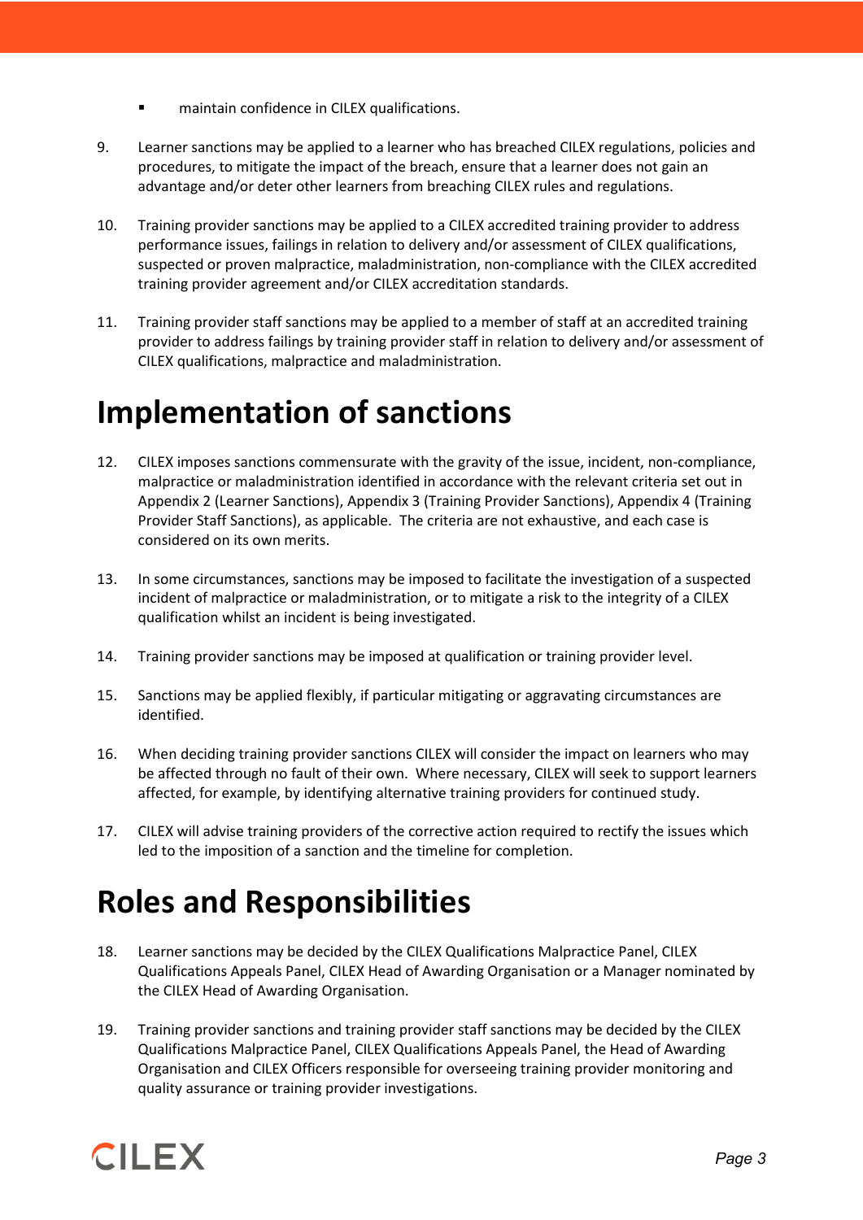- maintain confidence in CILEX qualifications.

9. Learner sanctions may be applied to a learner who has breached CILEX regulations, policies and procedures, to mitigate the impact of the breach, ensure that a learner does not gain an advantage and/or deter other learners from breaching CILEX rules and regulations.

10. Training provider sanctions may be applied to a CILEX accredited training provider to address performance issues, failings in relation to delivery and/or assessment of CILEX qualifications, suspected or proven malpractice, maladministration, non-compliance with the CILEX accredited training provider agreement and/or CILEX accreditation standards.

11. Training provider staff sanctions may be applied to a member of staff at an accredited training provider to address failings by training provider staff in relation to delivery and/or assessment of CILEX qualifications, malpractice and maladministration.

# Implementation of sanctions

12. CILEX imposes sanctions commensurate with the gravity of the issue, incident, non-compliance, malpractice or maladministration identified in accordance with the relevant criteria set out in Appendix 2 (Learner Sanctions), Appendix 3 (Training Provider Sanctions), Appendix 4 (Training Provider Staff Sanctions), as applicable. The criteria are not exhaustive, and each case is considered on its own merits.

13. In some circumstances, sanctions may be imposed to facilitate the investigation of a suspected incident of malpractice or maladministration, or to mitigate a risk to the integrity of a CILEX qualification whilst an incident is being investigated.

14. Training provider sanctions may be imposed at qualification or training provider level.

15. Sanctions may be applied flexibly, if particular mitigating or aggravating circumstances are identified.

16. When deciding training provider sanctions CILEX will consider the impact on learners who may be affected through no fault of their own. Where necessary, CILEX will seek to support learners affected, for example, by identifying alternative training providers for continued study.

17. CILEX will advise training providers of the corrective action required to rectify the issues which led to the imposition of a sanction and the timeline for completion.

# Roles and Responsibilities

18. Learner sanctions may be decided by the CILEX Qualifications Malpractice Panel, CILEX Qualifications Appeals Panel, CILEX Head of Awarding Organisation or a Manager nominated by the CILEX Head of Awarding Organisation.

19. Training provider sanctions and training provider staff sanctions may be decided by the CILEX Qualifications Malpractice Panel, CILEX Qualifications Appeals Panel, the Head of Awarding Organisation and CILEX Officers responsible for overseeing training provider monitoring and quality assurance or training provider investigations.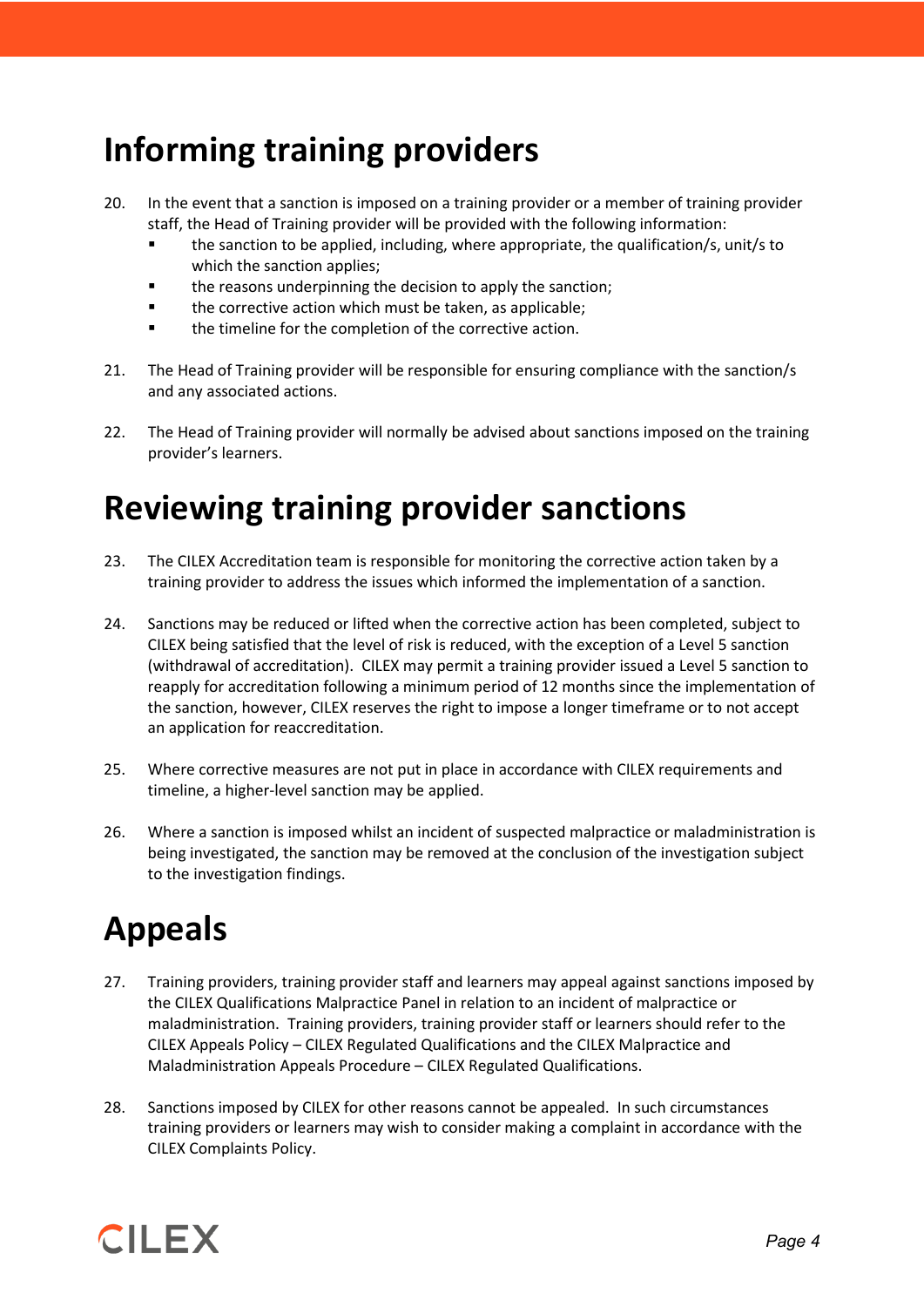# Informing training providers

20. In the event that a sanction is imposed on a training provider or a member of training provider staff, the Head of Training provider will be provided with the following information:
    - the sanction to be applied, including, where appropriate, the qualification/s, unit/s to which the sanction applies;
    - the reasons underpinning the decision to apply the sanction;
    - the corrective action which must be taken, as applicable;
    - the timeline for the completion of the corrective action.

21. The Head of Training provider will be responsible for ensuring compliance with the sanction/s and any associated actions.

22. The Head of Training provider will normally be advised about sanctions imposed on the training provider's learners.

# Reviewing training provider sanctions

23. The CILEX Accreditation team is responsible for monitoring the corrective action taken by a training provider to address the issues which informed the implementation of a sanction.

24. Sanctions may be reduced or lifted when the corrective action has been completed, subject to CILEX being satisfied that the level of risk is reduced, with the exception of a Level 5 sanction (withdrawal of accreditation). CILEX may permit a training provider issued a Level 5 sanction to reapply for accreditation following a minimum period of 12 months since the implementation of the sanction, however, CILEX reserves the right to impose a longer timeframe or to not accept an application for reaccreditation.

25. Where corrective measures are not put in place in accordance with CILEX requirements and timeline, a higher-level sanction may be applied.

26. Where a sanction is imposed whilst an incident of suspected malpractice or maladministration is being investigated, the sanction may be removed at the conclusion of the investigation subject to the investigation findings.

# Appeals

27. Training providers, training provider staff and learners may appeal against sanctions imposed by the CILEX Qualifications Malpractice Panel in relation to an incident of malpractice or maladministration. Training providers, training provider staff or learners should refer to the CILEX Appeals Policy – CILEX Regulated Qualifications and the CILEX Malpractice and Maladministration Appeals Procedure – CILEX Regulated Qualifications.

28. Sanctions imposed by CILEX for other reasons cannot be appealed. In such circumstances training providers or learners may wish to consider making a complaint in accordance with the CILEX Complaints Policy.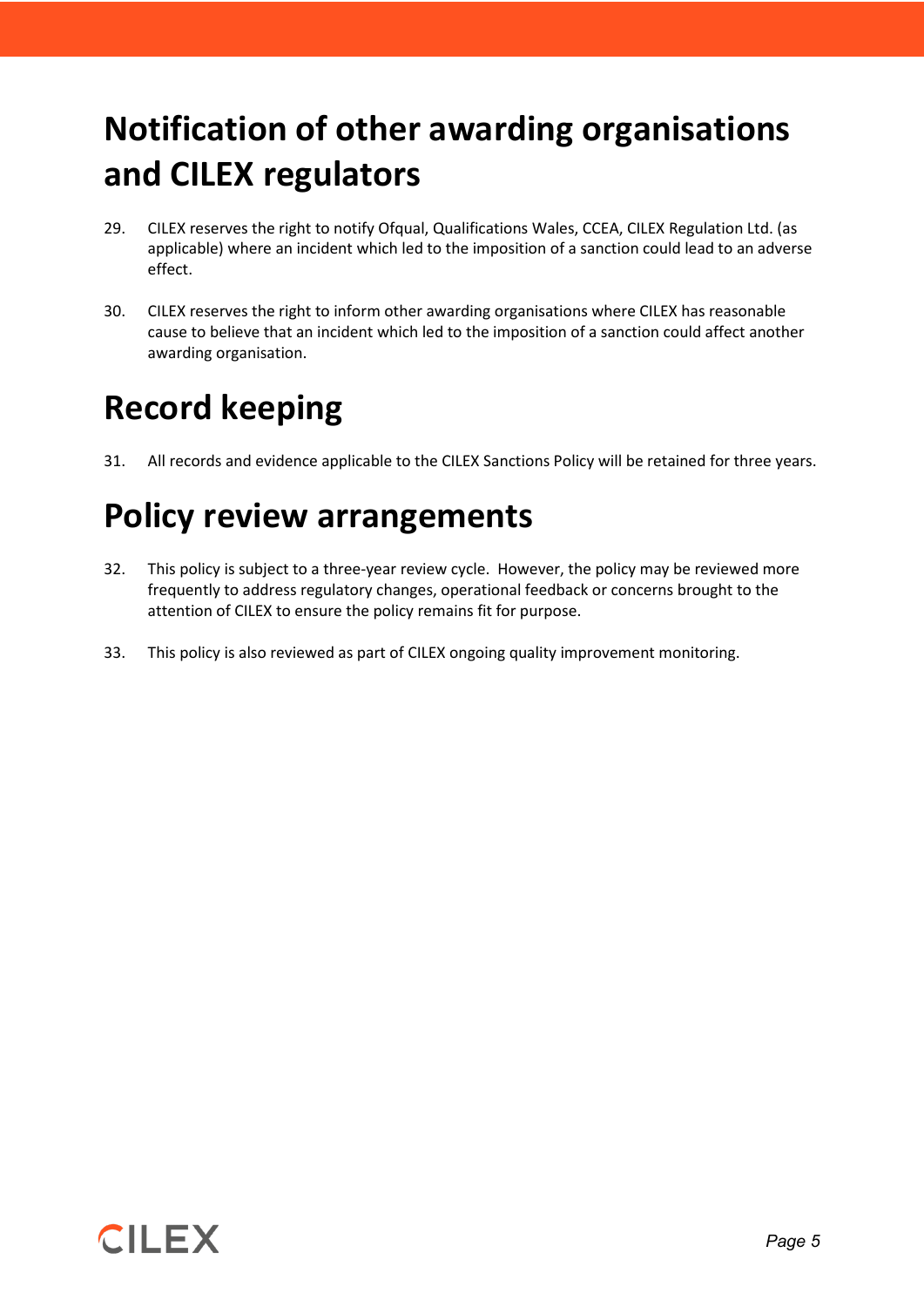# Notification of other awarding organisations and CILEX regulators

29. CILEX reserves the right to notify Ofqual, Qualifications Wales, CCEA, CILEX Regulation Ltd. (as applicable) where an incident which led to the imposition of a sanction could lead to an adverse effect.

30. CILEX reserves the right to inform other awarding organisations where CILEX has reasonable cause to believe that an incident which led to the imposition of a sanction could affect another awarding organisation.

# Record keeping

31. All records and evidence applicable to the CILEX Sanctions Policy will be retained for three years.

# Policy review arrangements

32. This policy is subject to a three-year review cycle. However, the policy may be reviewed more frequently to address regulatory changes, operational feedback or concerns brought to the attention of CILEX to ensure the policy remains fit for purpose.

33. This policy is also reviewed as part of CILEX ongoing quality improvement monitoring.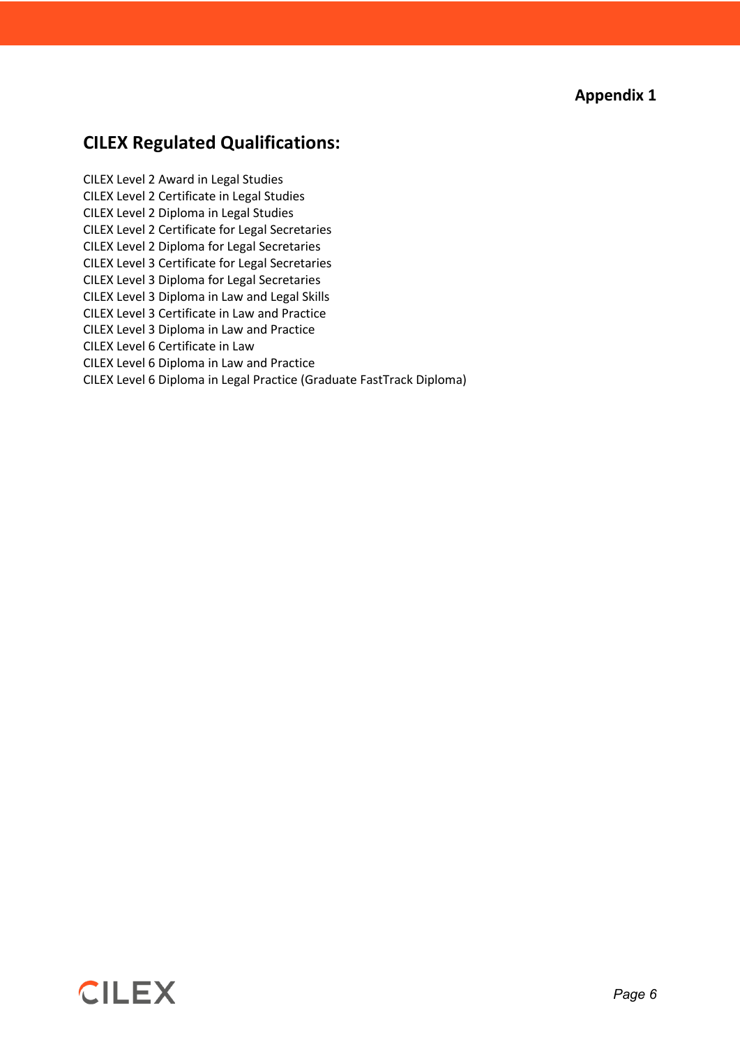**Appendix 1**

## CILEX Regulated Qualifications:

CILEX Level 2 Award in Legal Studies
CILEX Level 2 Certificate in Legal Studies
CILEX Level 2 Diploma in Legal Studies
CILEX Level 2 Certificate for Legal Secretaries
CILEX Level 2 Diploma for Legal Secretaries
CILEX Level 3 Certificate for Legal Secretaries
CILEX Level 3 Diploma for Legal Secretaries
CILEX Level 3 Diploma in Law and Legal Skills
CILEX Level 3 Certificate in Law and Practice
CILEX Level 3 Diploma in Law and Practice
CILEX Level 6 Certificate in Law
CILEX Level 6 Diploma in Law and Practice
CILEX Level 6 Diploma in Legal Practice (Graduate FastTrack Diploma)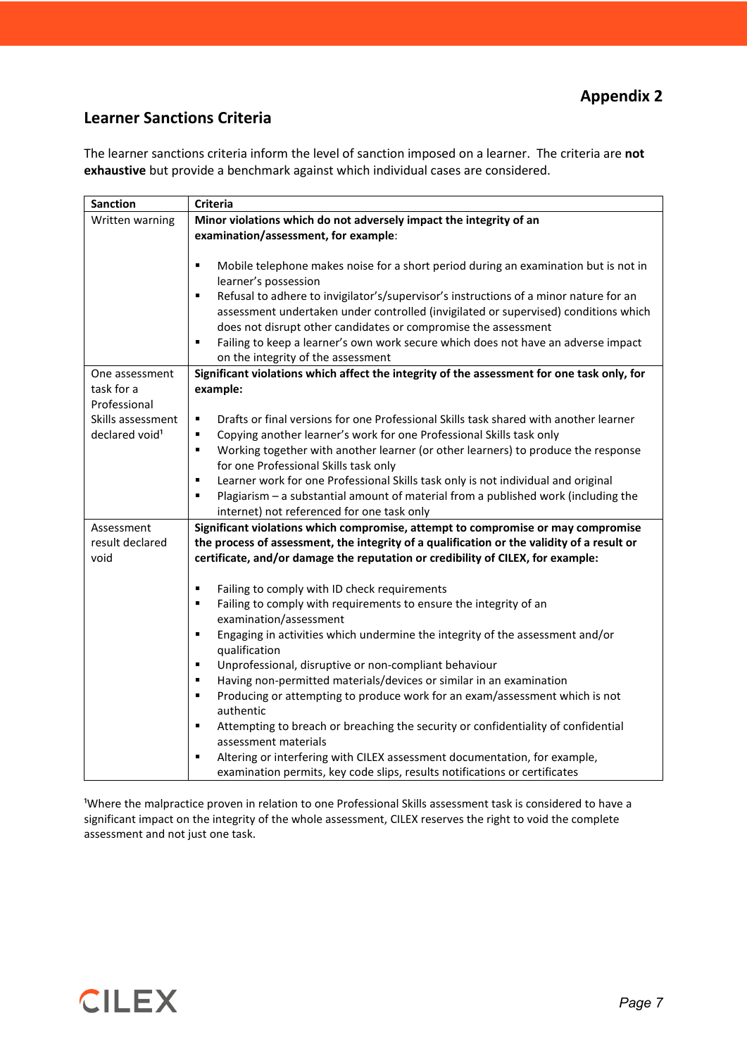## Appendix 2

## Learner Sanctions Criteria

The learner sanctions criteria inform the level of sanction imposed on a learner. The criteria are **not exhaustive** but provide a benchmark against which individual cases are considered.

| Sanction | Criteria |
|---|---|
| Written warning | **Minor violations which do not adversely impact the integrity of an examination/assessment, for example**:<br><br>▪ Mobile telephone makes noise for a short period during an examination but is not in learner's possession<br>▪ Refusal to adhere to invigilator's/supervisor's instructions of a minor nature for an assessment undertaken under controlled (invigilated or supervised) conditions which does not disrupt other candidates or compromise the assessment<br>▪ Failing to keep a learner's own work secure which does not have an adverse impact on the integrity of the assessment |
| One assessment task for a Professional Skills assessment declared void[1] | **Significant violations which affect the integrity of the assessment for one task only, for example:**<br><br>▪ Drafts or final versions for one Professional Skills task shared with another learner<br>▪ Copying another learner's work for one Professional Skills task only<br>▪ Working together with another learner (or other learners) to produce the response for one Professional Skills task only<br>▪ Learner work for one Professional Skills task only is not individual and original<br>▪ Plagiarism – a substantial amount of material from a published work (including the internet) not referenced for one task only |
| Assessment result declared void | **Significant violations which compromise, attempt to compromise or may compromise the process of assessment, the integrity of a qualification or the validity of a result or certificate, and/or damage the reputation or credibility of CILEX, for example:**<br><br>▪ Failing to comply with ID check requirements<br>▪ Failing to comply with requirements to ensure the integrity of an examination/assessment<br>▪ Engaging in activities which undermine the integrity of the assessment and/or qualification<br>▪ Unprofessional, disruptive or non-compliant behaviour<br>▪ Having non-permitted materials/devices or similar in an examination<br>▪ Producing or attempting to produce work for an exam/assessment which is not authentic<br>▪ Attempting to breach or breaching the security or confidentiality of confidential assessment materials<br>▪ Altering or interfering with CILEX assessment documentation, for example, examination permits, key code slips, results notifications or certificates |

[1]Where the malpractice proven in relation to one Professional Skills assessment task is considered to have a significant impact on the integrity of the whole assessment, CILEX reserves the right to void the complete assessment and not just one task.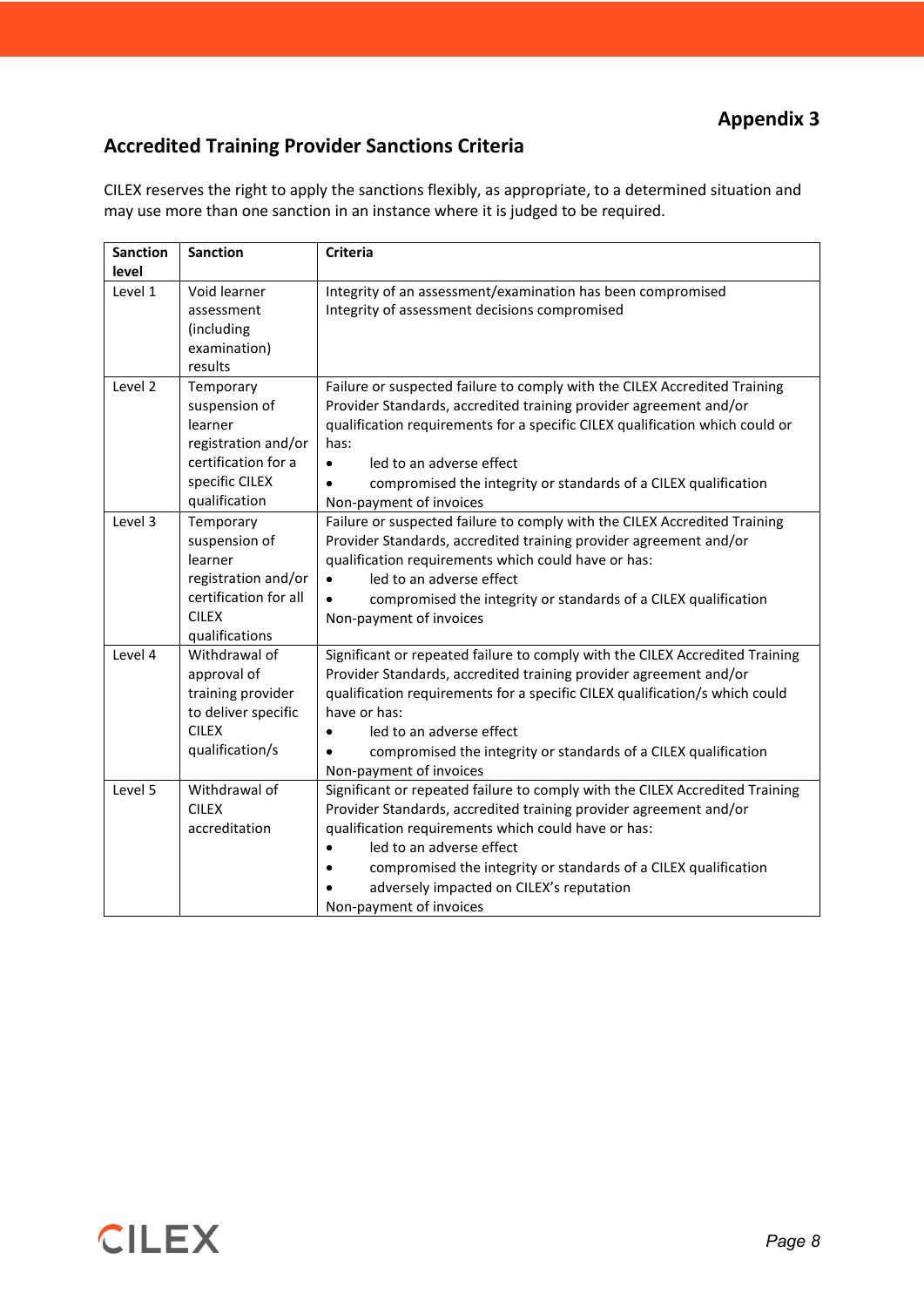**Appendix 3**

## Accredited Training Provider Sanctions Criteria

CILEX reserves the right to apply the sanctions flexibly, as appropriate, to a determined situation and may use more than one sanction in an instance where it is judged to be required.

| Sanction level | Sanction | Criteria |
|---|---|---|
| Level 1 | Void learner assessment (including examination) results | Integrity of an assessment/examination has been compromised<br>Integrity of assessment decisions compromised |
| Level 2 | Temporary suspension of learner registration and/or certification for a specific CILEX qualification | Failure or suspected failure to comply with the CILEX Accredited Training Provider Standards, accredited training provider agreement and/or qualification requirements for a specific CILEX qualification which could or has:<br>• led to an adverse effect<br>• compromised the integrity or standards of a CILEX qualification<br>Non-payment of invoices |
| Level 3 | Temporary suspension of learner registration and/or certification for all CILEX qualifications | Failure or suspected failure to comply with the CILEX Accredited Training Provider Standards, accredited training provider agreement and/or qualification requirements which could have or has:<br>• led to an adverse effect<br>• compromised the integrity or standards of a CILEX qualification<br>Non-payment of invoices |
| Level 4 | Withdrawal of approval of training provider to deliver specific CILEX qualification/s | Significant or repeated failure to comply with the CILEX Accredited Training Provider Standards, accredited training provider agreement and/or qualification requirements for a specific CILEX qualification/s which could have or has:<br>• led to an adverse effect<br>• compromised the integrity or standards of a CILEX qualification<br>Non-payment of invoices |
| Level 5 | Withdrawal of CILEX accreditation | Significant or repeated failure to comply with the CILEX Accredited Training Provider Standards, accredited training provider agreement and/or qualification requirements which could have or has:<br>• led to an adverse effect<br>• compromised the integrity or standards of a CILEX qualification<br>• adversely impacted on CILEX's reputation<br>Non-payment of invoices |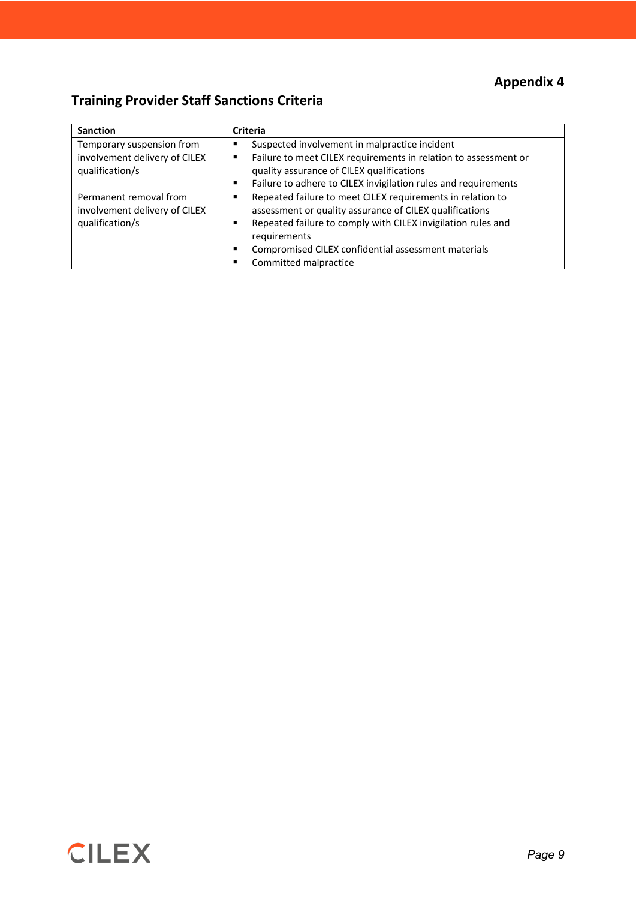**Appendix 4**

## Training Provider Staff Sanctions Criteria

| Sanction | Criteria |
|---|---|
| Temporary suspension from involvement delivery of CILEX qualification/s | ▪ Suspected involvement in malpractice incident<br>▪ Failure to meet CILEX requirements in relation to assessment or quality assurance of CILEX qualifications<br>▪ Failure to adhere to CILEX invigilation rules and requirements |
| Permanent removal from involvement delivery of CILEX qualification/s | ▪ Repeated failure to meet CILEX requirements in relation to assessment or quality assurance of CILEX qualifications<br>▪ Repeated failure to comply with CILEX invigilation rules and requirements<br>▪ Compromised CILEX confidential assessment materials<br>▪ Committed malpractice |